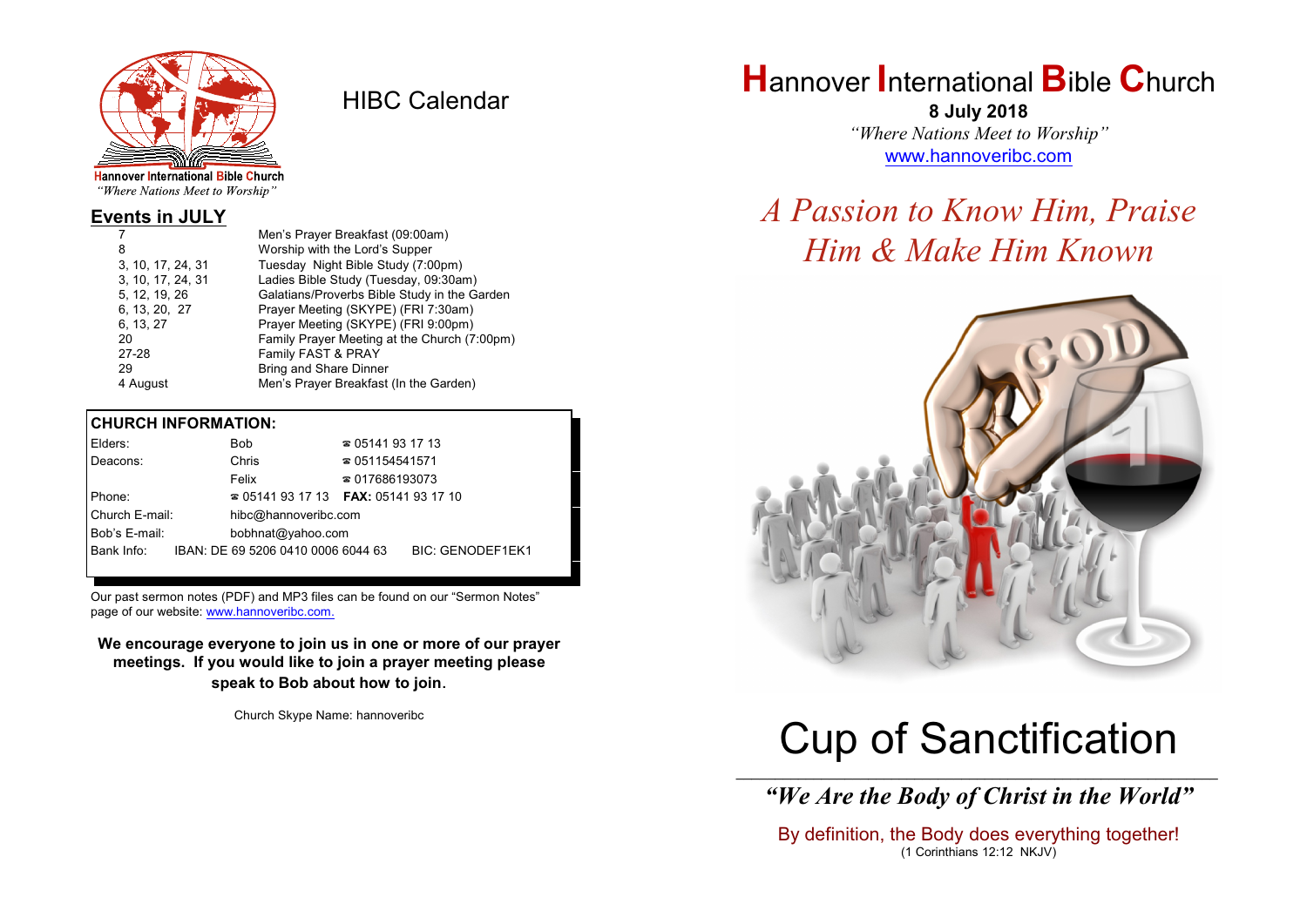Hannover International Bible Church
*"Where Nations Meet to Worship"*

# HIBC Calendar

## Events in JULY

| | |
|---|---|
| 7 | Men's Prayer Breakfast (09:00am) |
| 8 | Worship with the Lord's Supper |
| 3, 10, 17, 24, 31 | Tuesday Night Bible Study (7:00pm) |
| 3, 10, 17, 24, 31 | Ladies Bible Study (Tuesday, 09:30am) |
| 5, 12, 19, 26 | Galatians/Proverbs Bible Study in the Garden |
| 6, 13, 20, 27 | Prayer Meeting (SKYPE) (FRI 7:30am) |
| 6, 13, 27 | Prayer Meeting (SKYPE) (FRI 9:00pm) |
| 20 | Family Prayer Meeting at the Church (7:00pm) |
| 27-28 | Family FAST & PRAY |
| 29 | Bring and Share Dinner |
| 4 August | Men's Prayer Breakfast (In the Garden) |

## CHURCH INFORMATION:

| | | |
|---|---|---|
| Elders: | Bob | ☎ 05141 93 17 13 |
| Deacons: | Chris | ☎ 051154541571 |
| | Felix | ☎ 017686193073 |
| Phone: | ☎ 05141 93 17 13 | **FAX:** 05141 93 17 10 |
| Church E-mail: | hibc@hannoveribc.com | |
| Bob's E-mail: | bobhnat@yahoo.com | |
| Bank Info: | IBAN: DE 69 5206 0410 0006 6044 63 | BIC: GENODEF1EK1 |

Our past sermon notes (PDF) and MP3 files can be found on our "Sermon Notes" page of our website: www.hannoveribc.com.

**We encourage everyone to join us in one or more of our prayer meetings. If you would like to join a prayer meeting please speak to Bob about how to join.**

Church Skype Name: hannoveribc

# Hannover International Bible Church

**8 July 2018**

*"Where Nations Meet to Worship"*

www.hannoveribc.com

## *A Passion to Know Him, Praise Him & Make Him Known*

# Cup of Sanctification

***"We Are the Body of Christ in the World"***

By definition, the Body does everything together!
(1 Corinthians 12:12 NKJV)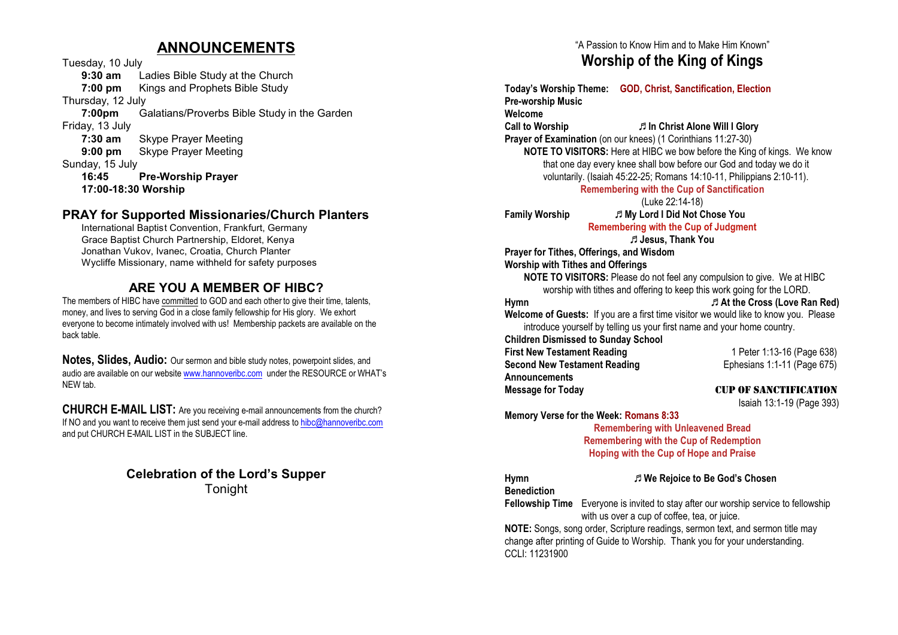## ANNOUNCEMENTS

Tuesday, 10 July

**9:30 am** Ladies Bible Study at the Church

**7:00 pm** Kings and Prophets Bible Study

Thursday, 12 July

**7:00pm** Galatians/Proverbs Bible Study in the Garden

Friday, 13 July

**7:30 am** Skype Prayer Meeting

**9:00 pm** Skype Prayer Meeting

Sunday, 15 July

**16:45 Pre-Worship Prayer**

**17:00-18:30 Worship**

### PRAY for Supported Missionaries/Church Planters

International Baptist Convention, Frankfurt, Germany
Grace Baptist Church Partnership, Eldoret, Kenya
Jonathan Vukov, Ivanec, Croatia, Church Planter
Wycliffe Missionary, name withheld for safety purposes

### ARE YOU A MEMBER OF HIBC?

The members of HIBC have committed to GOD and each other to give their time, talents, money, and lives to serving God in a close family fellowship for His glory. We exhort everyone to become intimately involved with us! Membership packets are available on the back table.

**Notes, Slides, Audio:** Our sermon and bible study notes, powerpoint slides, and audio are available on our website www.hannoveribc.com under the RESOURCE or WHAT's NEW tab.

**CHURCH E-MAIL LIST:** Are you receiving e-mail announcements from the church? If NO and you want to receive them just send your e-mail address to hibc@hannoveribc.com and put CHURCH E-MAIL LIST in the SUBJECT line.

**Celebration of the Lord's Supper**
Tonight

"A Passion to Know Him and to Make Him Known"

## Worship of the King of Kings

**Today's Worship Theme: GOD, Christ, Sanctification, Election**

**Pre-worship Music**

**Welcome**

**Call to Worship** ♬ **In Christ Alone Will I Glory**

**Prayer of Examination** (on our knees) (1 Corinthians 11:27-30)

**NOTE TO VISITORS:** Here at HIBC we bow before the King of kings. We know that one day every knee shall bow before our God and today we do it voluntarily. (Isaiah 45:22-25; Romans 14:10-11, Philippians 2:10-11).

**Remembering with the Cup of Sanctification**
(Luke 22:14-18)

**Family Worship** ♬ **My Lord I Did Not Chose You**

**Remembering with the Cup of Judgment**

♬ **Jesus, Thank You**

**Prayer for Tithes, Offerings, and Wisdom**

**Worship with Tithes and Offerings**

**NOTE TO VISITORS:** Please do not feel any compulsion to give. We at HIBC worship with tithes and offering to keep this work going for the LORD.

**Hymn** ♬ **At the Cross (Love Ran Red)**

**Welcome of Guests:** If you are a first time visitor we would like to know you. Please introduce yourself by telling us your first name and your home country.

**Children Dismissed to Sunday School**

**First New Testament Reading** 1 Peter 1:13-16 (Page 638)

**Second New Testament Reading** Ephesians 1:1-11 (Page 675)

**Announcements**

**Message for Today** CUP OF SANCTIFICATION
Isaiah 13:1-19 (Page 393)

**Memory Verse for the Week: Romans 8:33**

**Remembering with Unleavened Bread**
**Remembering with the Cup of Redemption**
**Hoping with the Cup of Hope and Praise**

**Hymn** ♬ **We Rejoice to Be God's Chosen**

**Benediction**

**Fellowship Time** Everyone is invited to stay after our worship service to fellowship with us over a cup of coffee, tea, or juice.

**NOTE:** Songs, song order, Scripture readings, sermon text, and sermon title may change after printing of Guide to Worship. Thank you for your understanding.

CCLI: 11231900